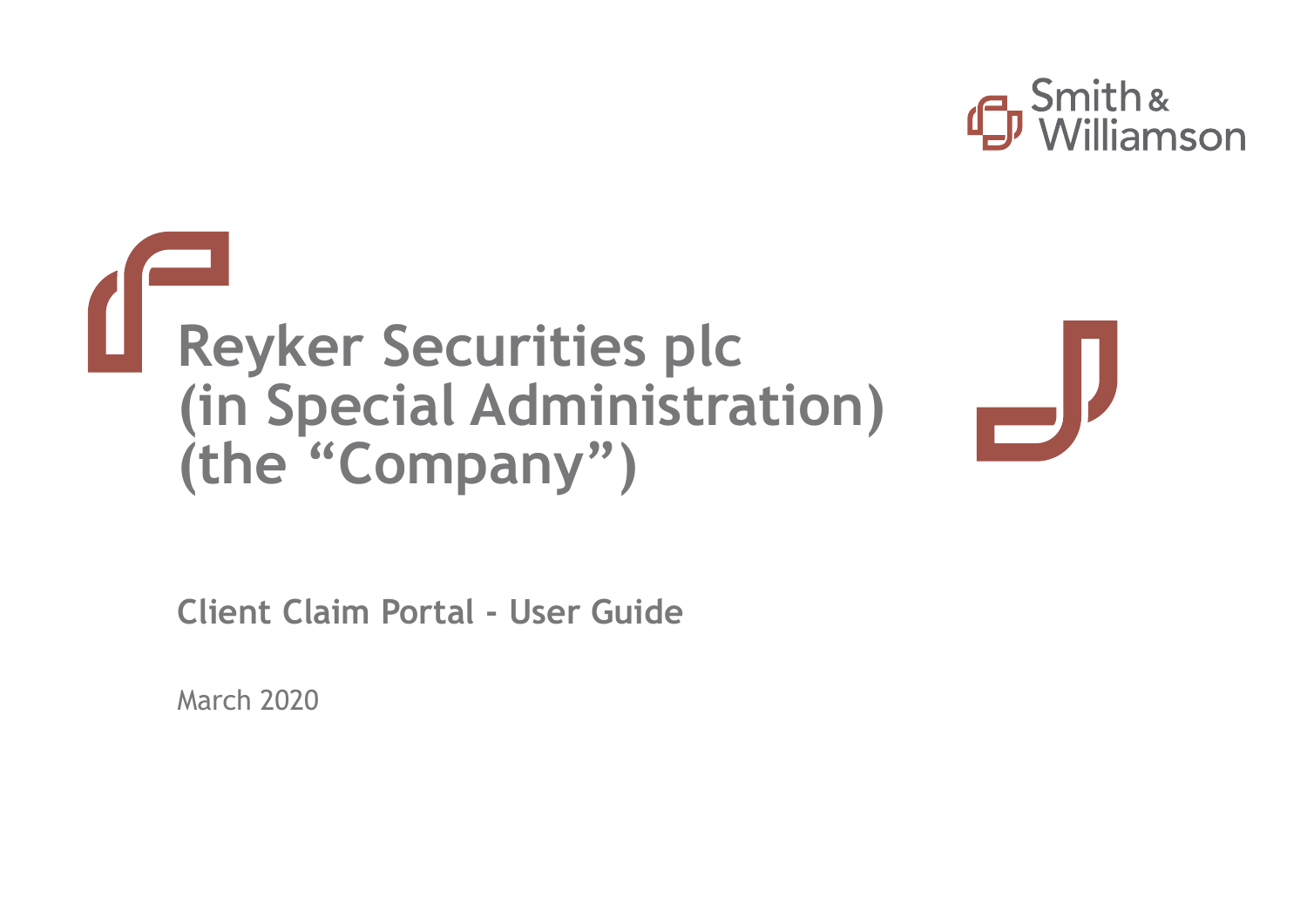Smith & Williamson

# Reyker Securities plc (in Special Administration) (the "Company")

## Client Claim Portal - User Guide

March 2020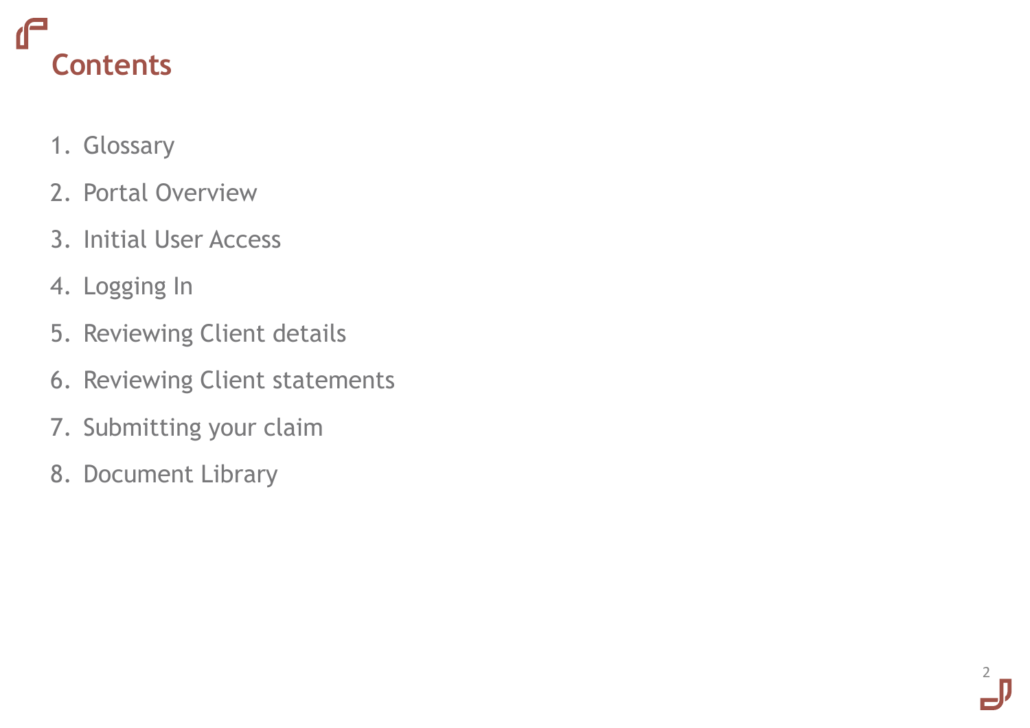# Contents

1. Glossary
2. Portal Overview
3. Initial User Access
4. Logging In
5. Reviewing Client details
6. Reviewing Client statements
7. Submitting your claim
8. Document Library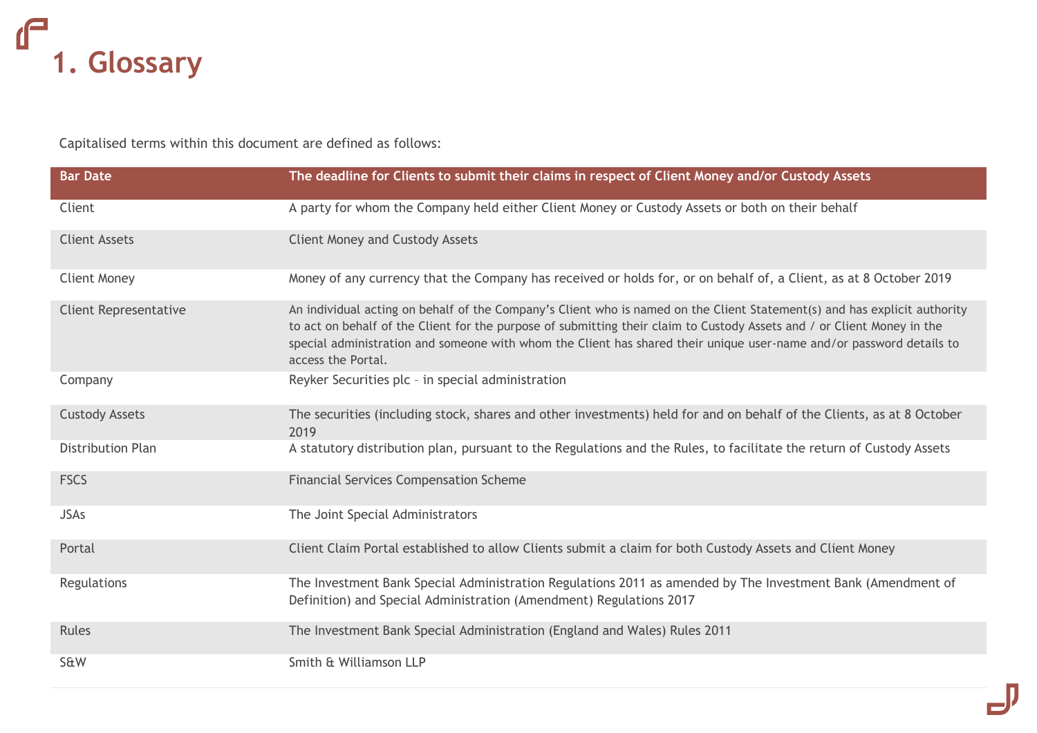# 1. Glossary

Capitalised terms within this document are defined as follows:

| Bar Date | The deadline for Clients to submit their claims in respect of Client Money and/or Custody Assets |
|---|---|
| Client | A party for whom the Company held either Client Money or Custody Assets or both on their behalf |
| Client Assets | Client Money and Custody Assets |
| Client Money | Money of any currency that the Company has received or holds for, or on behalf of, a Client, as at 8 October 2019 |
| Client Representative | An individual acting on behalf of the Company's Client who is named on the Client Statement(s) and has explicit authority to act on behalf of the Client for the purpose of submitting their claim to Custody Assets and / or Client Money in the special administration and someone with whom the Client has shared their unique user-name and/or password details to access the Portal. |
| Company | Reyker Securities plc – in special administration |
| Custody Assets | The securities (including stock, shares and other investments) held for and on behalf of the Clients, as at 8 October 2019 |
| Distribution Plan | A statutory distribution plan, pursuant to the Regulations and the Rules, to facilitate the return of Custody Assets |
| FSCS | Financial Services Compensation Scheme |
| JSAs | The Joint Special Administrators |
| Portal | Client Claim Portal established to allow Clients submit a claim for both Custody Assets and Client Money |
| Regulations | The Investment Bank Special Administration Regulations 2011 as amended by The Investment Bank (Amendment of Definition) and Special Administration (Amendment) Regulations 2017 |
| Rules | The Investment Bank Special Administration (England and Wales) Rules 2011 |
| S&W | Smith & Williamson LLP |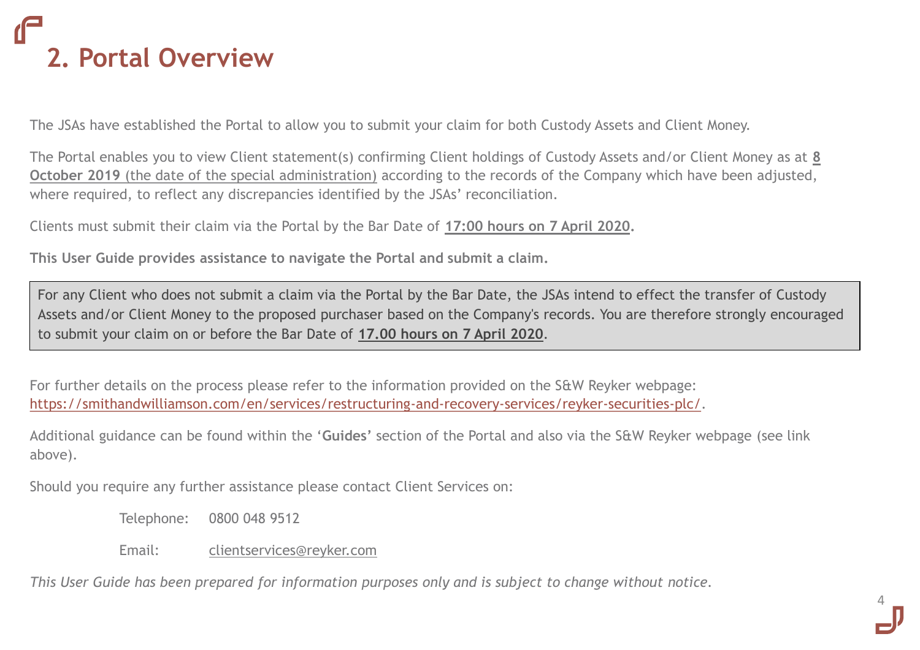# 2. Portal Overview

The JSAs have established the Portal to allow you to submit your claim for both Custody Assets and Client Money.

The Portal enables you to view Client statement(s) confirming Client holdings of Custody Assets and/or Client Money as at **8 October 2019** (the date of the special administration) according to the records of the Company which have been adjusted, where required, to reflect any discrepancies identified by the JSAs' reconciliation.

Clients must submit their claim via the Portal by the Bar Date of **17:00 hours on 7 April 2020**.

**This User Guide provides assistance to navigate the Portal and submit a claim.**

> For any Client who does not submit a claim via the Portal by the Bar Date, the JSAs intend to effect the transfer of Custody Assets and/or Client Money to the proposed purchaser based on the Company's records. You are therefore strongly encouraged to submit your claim on or before the Bar Date of **17.00 hours on 7 April 2020**.

For further details on the process please refer to the information provided on the S&W Reyker webpage: https://smithandwilliamson.com/en/services/restructuring-and-recovery-services/reyker-securities-plc/.

Additional guidance can be found within the '**Guides**' section of the Portal and also via the S&W Reyker webpage (see link above).

Should you require any further assistance please contact Client Services on:

Telephone: 0800 048 9512

Email: clientservices@reyker.com

*This User Guide has been prepared for information purposes only and is subject to change without notice.*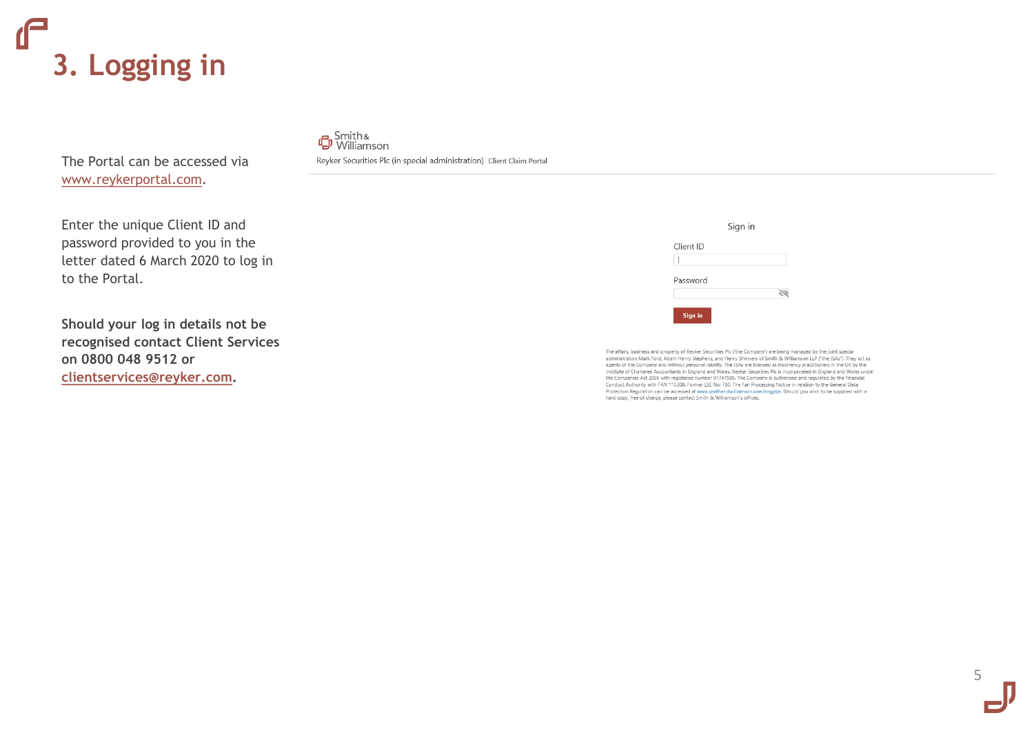# 3. Logging in

The Portal can be accessed via www.reykerportal.com.

Enter the unique Client ID and password provided to you in the letter dated 6 March 2020 to log in to the Portal.

**Should your log in details not be recognised contact Client Services on 0800 048 9512 or clientservices@reyker.com.**

Smith & Williamson

Reyker Securities Plc (in special administration) Client Claim Portal

Sign in

Client ID

Password

Sign in

The affairs, business and property of Reyker Securities Plc ('the Company') are being managed by the joint special administrators Mark Ford, Adam Henry Stephens, and Henry Shinners of Smith & Williamson LLP ("the JSAs"). They act as agents of the Company and without personal liability. The JSAs are licensed as insolvency practitioners in the UK by the Institute of Chartered Accountants in England and Wales. Reyker Securities Plc is incorporated in England and Wales under the Companies Act 2006 with registered number 01747595. The Company is authorised and regulated by the Financial Conduct Authority with FRN 115308. Former LSE No: 780. The Fair Processing Notice in relation to the General Data Protection Regulation can be accessed at www.smithandwilliamson.com/rrsgdpr. Should you wish to be supplied with a hard copy, free of charge, please contact Smith & Williamson's offices.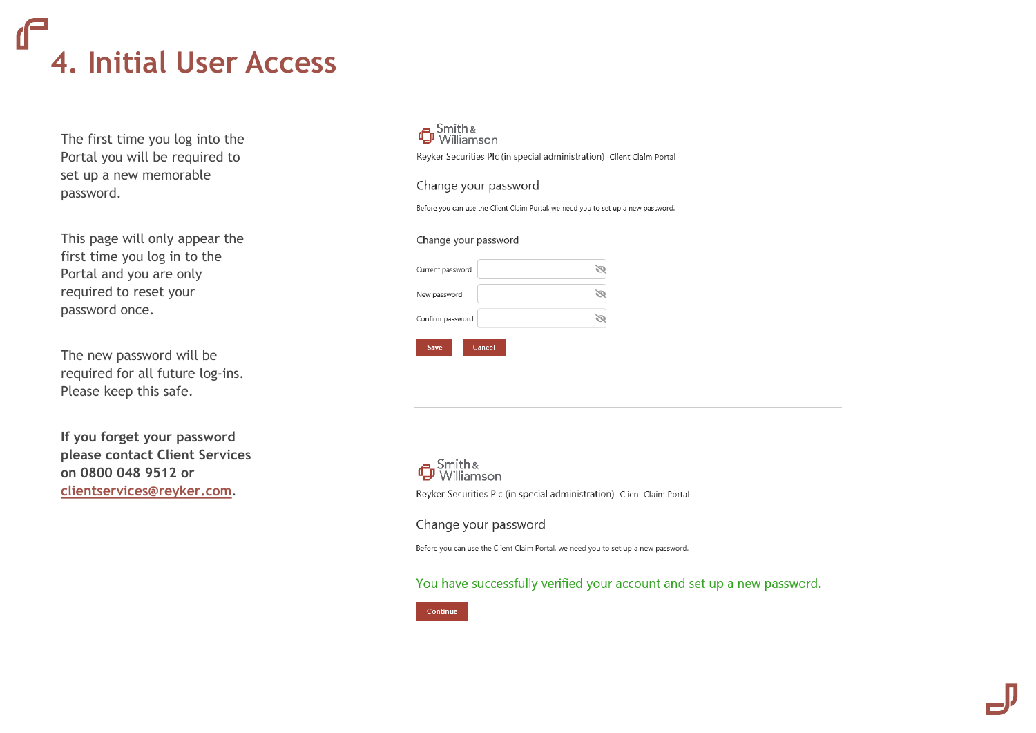# 4. Initial User Access

The first time you log into the Portal you will be required to set up a new memorable password.

This page will only appear the first time you log in to the Portal and you are only required to reset your password once.

The new password will be required for all future log-ins. Please keep this safe.

**If you forget your password please contact Client Services on 0800 048 9512 or [clientservices@reyker.com](mailto:clientservices@reyker.com).**

Smith & Williamson

Reyker Securities Plc (in special administration) Client Claim Portal

Change your password

Before you can use the Client Claim Portal, we need you to set up a new password.

Change your password

Current password

New password

Confirm password

Save Cancel

Smith & Williamson

Reyker Securities Plc (in special administration) Client Claim Portal

Change your password

Before you can use the Client Claim Portal, we need you to set up a new password.

You have successfully verified your account and set up a new password.

Continue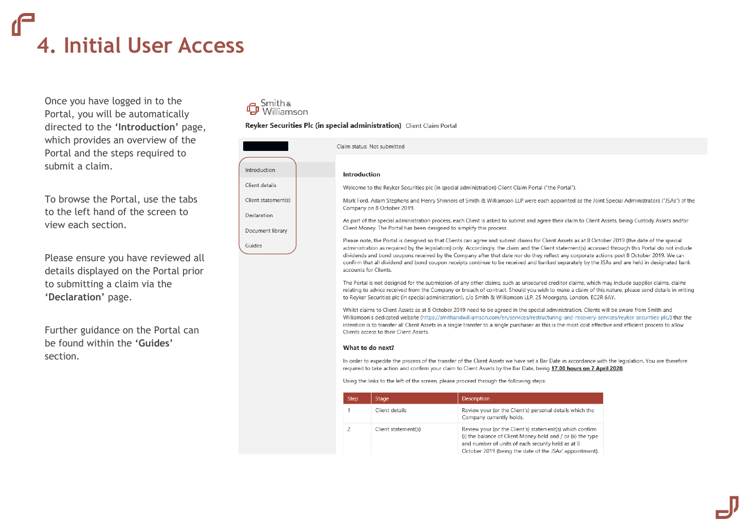# 4. Initial User Access

Once you have logged in to the Portal, you will be automatically directed to the **'Introduction'** page, which provides an overview of the Portal and the steps required to submit a claim.

To browse the Portal, use the tabs to the left hand of the screen to view each section.

Please ensure you have reviewed all details displayed on the Portal prior to submitting a claim via the **'Declaration'** page.

Further guidance on the Portal can be found within the **'Guides'** section.

Smith & Williamson

**Reyker Securities Plc (in special administration)** Client Claim Portal

Claim status: Not submitted

- Introduction
- Client details
- Client statement(s)
- Declaration
- Document library
- Guides

**Introduction**

Welcome to the Reyker Securities plc (in special administration) Client Claim Portal ("the Portal").

Mark Ford, Adam Stephens and Henry Shinners of Smith & Williamson LLP were each appointed as the Joint Special Administrators ("JSAs") of the Company on 8 October 2019.

As part of the special administration process, each Client is asked to submit and agree their claim to Client Assets, being Custody Assets and/or Client Money. The Portal has been designed to simplify this process.

Please note, the Portal is designed so that Clients can agree and submit claims for Client Assets as at 8 October 2019 (the date of the special administration as required by the legislation) only. Accordingly, the claim and the Client statement(s) accessed through this Portal do not include dividends and bond coupons received by the Company after that date nor do they reflect any corporate actions post 8 October 2019. We can confirm that all dividend and bond coupon receipts continue to be received and banked separately by the JSAs and are held in designated bank accounts for Clients.

The Portal is not designed for the submission of any other claims, such as unsecured creditor claims, which may include supplier claims, claims relating to advice received from the Company or breach of contract. Should you wish to make a claim of this nature, please send details in writing to Reyker Securities plc (in special administration), c/o Smith & Williamson LLP, 25 Moorgate, London, EC2R 6AY.

Whilst claims to Client Assets as at 8 October 2019 need to be agreed in the special administration, Clients will be aware from Smith and Williamson's dedicated website (https://smithandwilliamson.com/en/services/restructuring-and-recovery-services/reyker-securities-plc/) that the intention is to transfer all Client Assets in a single transfer to a single purchaser as this is the most cost effective and efficient process to allow Clients access to their Client Assets.

**What to do next?**

In order to expedite the process of the transfer of the Client Assets we have set a Bar Date in accordance with the legislation. You are therefore required to take action and confirm your claim to Client Assets by the Bar Date, being **17.00 hours on 7 April 2020**.

Using the links to the left of the screen, please proceed through the following steps:

| Step | Stage | Description |
|---|---|---|
| 1 | Client details | Review your (or the Client's) personal details which the Company currently holds. |
| 2 | Client statement(s) | Review your (or the Client's) statement(s) which confirm (i) the balance of Client Money held and / or (ii) the type and number of units of each security held as at 8 October 2019 (being the date of the JSAs' appointment). |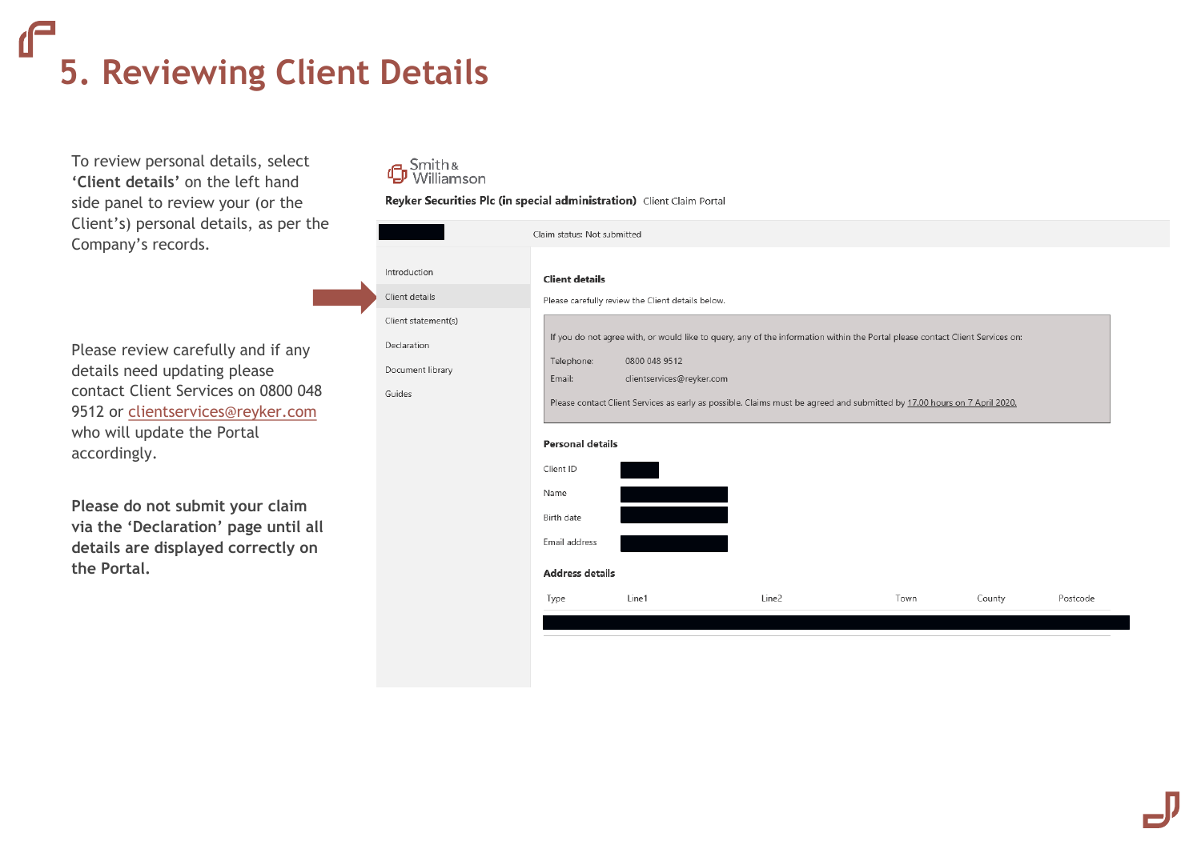# 5. Reviewing Client Details

To review personal details, select **'Client details'** on the left hand side panel to review your (or the Client's) personal details, as per the Company's records.

Please review carefully and if any details need updating please contact Client Services on 0800 048 9512 or clientservices@reyker.com who will update the Portal accordingly.

**Please do not submit your claim via the 'Declaration' page until all details are displayed correctly on the Portal.**

Smith & Williamson

**Reyker Securities Plc (in special administration)** Client Claim Portal

Claim status: Not submitted

- Introduction
- Client details
- Client statement(s)
- Declaration
- Document library
- Guides

**Client details**

Please carefully review the Client details below.

If you do not agree with, or would like to query, any of the information within the Portal please contact Client Services on:

Telephone: 0800 048 9512

Email: clientservices@reyker.com

Please contact Client Services as early as possible. Claims must be agreed and submitted by 17.00 hours on 7 April 2020.

**Personal details**

Client ID

Name

Birth date

Email address

**Address details**

| Type | Line1 | Line2 | Town | County | Postcode |
|---|---|---|---|---|---|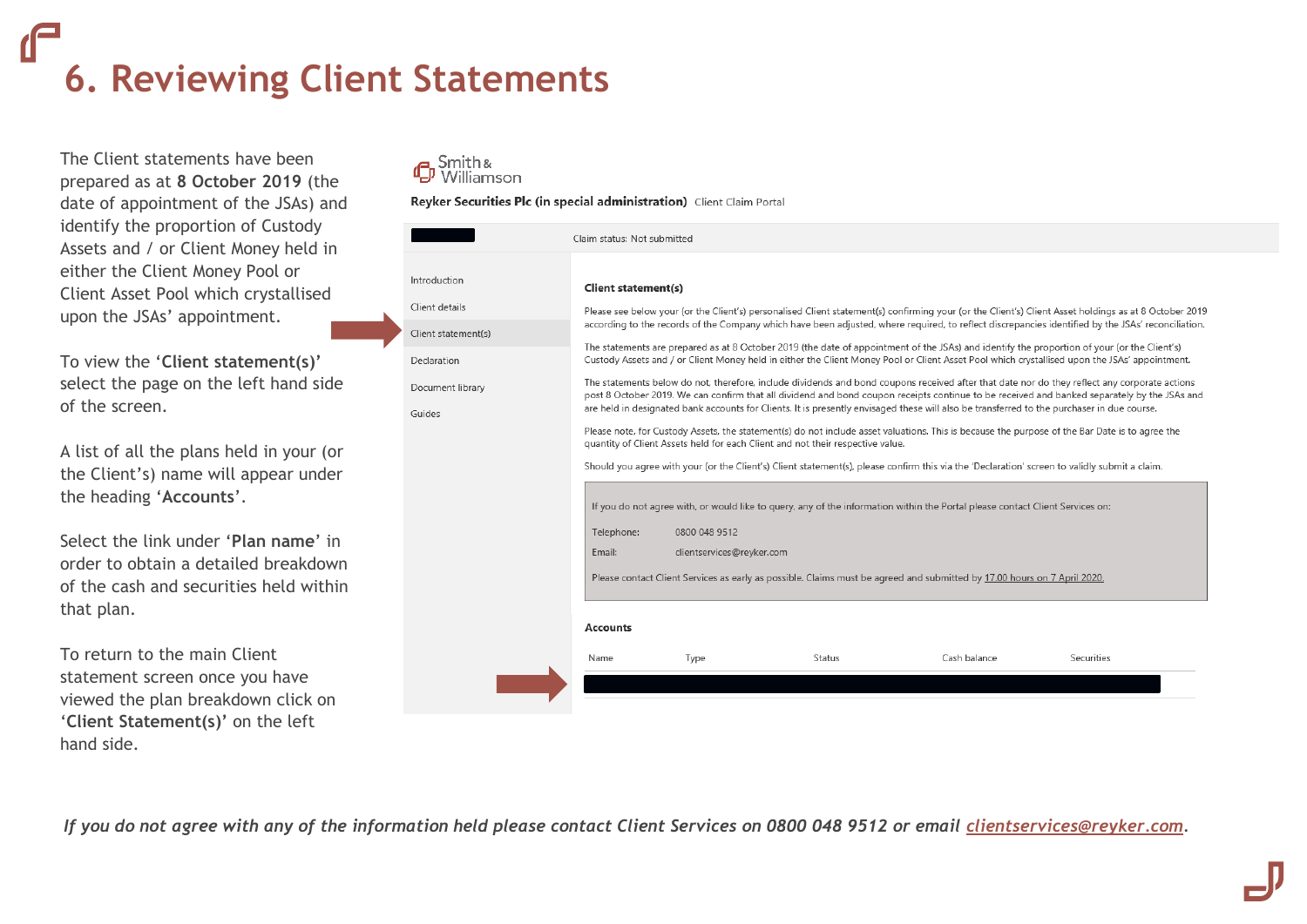# 6. Reviewing Client Statements

The Client statements have been prepared as at **8 October 2019** (the date of appointment of the JSAs) and identify the proportion of Custody Assets and / or Client Money held in either the Client Money Pool or Client Asset Pool which crystallised upon the JSAs' appointment.

To view the '**Client statement(s)**' select the page on the left hand side of the screen.

A list of all the plans held in your (or the Client's) name will appear under the heading '**Accounts**'.

Select the link under '**Plan name**' in order to obtain a detailed breakdown of the cash and securities held within that plan.

To return to the main Client statement screen once you have viewed the plan breakdown click on '**Client Statement(s)**' on the left hand side.

Smith & Williamson

**Reyker Securities Plc (in special administration)** Client Claim Portal

Claim status: Not submitted

- Introduction
- Client details
- Client statement(s)
- Declaration
- Document library
- Guides

**Client statement(s)**

Please see below your (or the Client's) personalised Client statement(s) confirming your (or the Client's) Client Asset holdings as at 8 October 2019 according to the records of the Company which have been adjusted, where required, to reflect discrepancies identified by the JSAs' reconciliation.

The statements are prepared as at 8 October 2019 (the date of appointment of the JSAs) and identify the proportion of your (or the Client's) Custody Assets and / or Client Money held in either the Client Money Pool or Client Asset Pool which crystallised upon the JSAs' appointment.

The statements below do not, therefore, include dividends and bond coupons received after that date nor do they reflect any corporate actions post 8 October 2019. We can confirm that all dividend and bond coupon receipts continue to be received and banked separately by the JSAs and are held in designated bank accounts for Clients. It is presently envisaged these will also be transferred to the purchaser in due course.

Please note, for Custody Assets, the statement(s) do not include asset valuations. This is because the purpose of the Bar Date is to agree the quantity of Client Assets held for each Client and not their respective value.

Should you agree with your (or the Client's) Client statement(s), please confirm this via the 'Declaration' screen to validly submit a claim.

If you do not agree with, or would like to query, any of the information within the Portal please contact Client Services on:

Telephone: 0800 048 9512

Email: clientservices@reyker.com

Please contact Client Services as early as possible. Claims must be agreed and submitted by 17.00 hours on 7 April 2020.

**Accounts**

| Name | Type | Status | Cash balance | Securities |
|---|---|---|---|---|

*If you do not agree with any of the information held please contact Client Services on 0800 048 9512 or email clientservices@reyker.com.*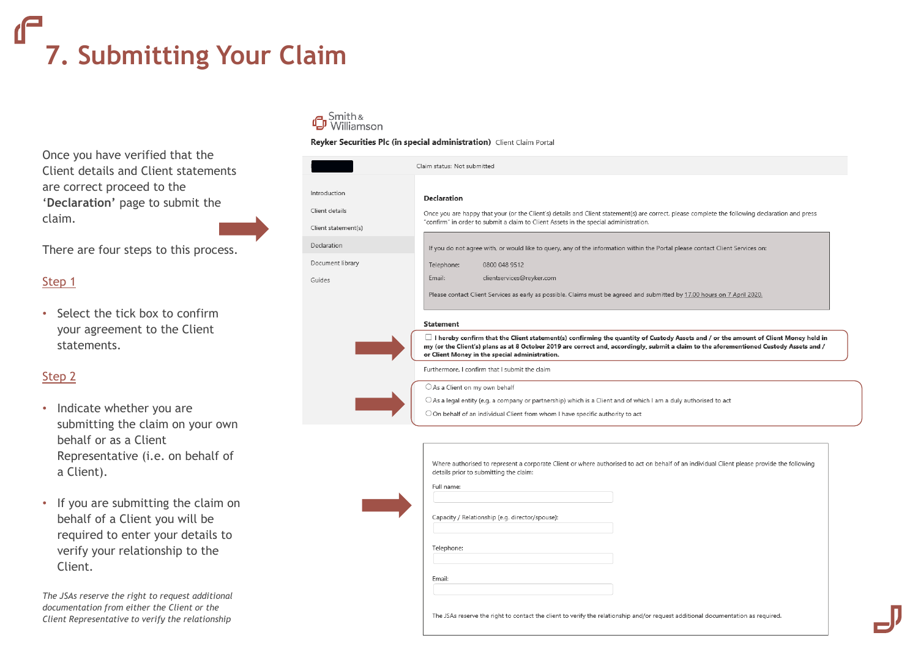# 7. Submitting Your Claim

Once you have verified that the Client details and Client statements are correct proceed to the '**Declaration**' page to submit the claim.

There are four steps to this process.

Step 1

- Select the tick box to confirm your agreement to the Client statements.

Step 2

- Indicate whether you are submitting the claim on your own behalf or as a Client Representative (i.e. on behalf of a Client).
- If you are submitting the claim on behalf of a Client you will be required to enter your details to verify your relationship to the Client.

*The JSAs reserve the right to request additional documentation from either the Client or the Client Representative to verify the relationship*

Smith & Williamson

**Reyker Securities Plc (in special administration)** Client Claim Portal

Claim status: Not submitted

- Introduction
- Client details
- Client statement(s)
- Declaration
- Document library
- Guides

**Declaration**

Once you are happy that your (or the Client's) details and Client statement(s) are correct, please complete the following declaration and press "confirm" in order to submit a claim to Client Assets in the special administration.

If you do not agree with, or would like to query, any of the information within the Portal please contact Client Services on:

Telephone: 0800 048 9512

Email: clientservices@reyker.com

Please contact Client Services as early as possible. Claims must be agreed and submitted by 17.00 hours on 7 April 2020.

**Statement**

☐ **I hereby confirm that the Client statement(s) confirming the quantity of Custody Assets and / or the amount of Client Money held in my (or the Client's) plans as at 8 October 2019 are correct and, accordingly, submit a claim to the aforementioned Custody Assets and / or Client Money in the special administration.**

Furthermore, I confirm that I submit the claim

- ○ As a Client on my own behalf
- ○ As a legal entity (e.g. a company or partnership) which is a Client and of which I am a duly authorised to act
- ○ On behalf of an individual Client from whom I have specific authority to act

Where authorised to represent a corporate Client or where authorised to act on behalf of an individual Client please provide the following details prior to submitting the claim:

Full name:

Capacity / Relationship (e.g. director/spouse):

Telephone:

Email:

The JSAs reserve the right to contact the client to verify the relationship and/or request additional documentation as required.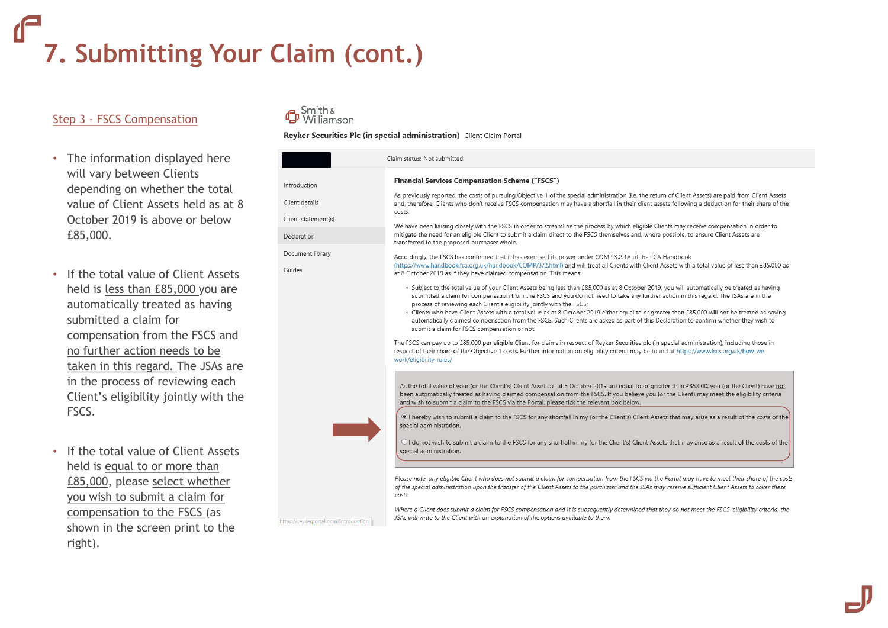# 7. Submitting Your Claim (cont.)

## Step 3 - FSCS Compensation

- The information displayed here will vary between Clients depending on whether the total value of Client Assets held as at 8 October 2019 is above or below £85,000.
- If the total value of Client Assets held is less than £85,000 you are automatically treated as having submitted a claim for compensation from the FSCS and no further action needs to be taken in this regard. The JSAs are in the process of reviewing each Client's eligibility jointly with the FSCS.
- If the total value of Client Assets held is equal to or more than £85,000, please select whether you wish to submit a claim for compensation to the FSCS (as shown in the screen print to the right).

Smith & Williamson

**Reyker Securities Plc (in special administration)** Client Claim Portal

Claim status: Not submitted

- Introduction
- Client details
- Client statement(s)
- Declaration
- Document library
- Guides

**Financial Services Compensation Scheme ("FSCS")**

As previously reported, the costs of pursuing Objective 1 of the special administration (i.e. the return of Client Assets) are paid from Client Assets and, therefore, Clients who don't receive FSCS compensation may have a shortfall in their client assets following a deduction for their share of the costs.

We have been liaising closely with the FSCS in order to streamline the process by which eligible Clients may receive compensation in order to mitigate the need for an eligible Client to submit a claim direct to the FSCS themselves and, where possible, to ensure Client Assets are transferred to the proposed purchaser whole.

Accordingly, the FSCS has confirmed that it has exercised its power under COMP 3.2.1A of the FCA Handbook (https://www.handbook.fca.org.uk/handbook/COMP/3/2.html) and will treat all Clients with Client Assets with a total value of less than £85,000 as at 8 October 2019 as if they have claimed compensation. This means:

- Subject to the total value of your Client Assets being less then £85,000 as at 8 October 2019, you will automatically be treated as having submitted a claim for compensation from the FSCS and you do not need to take any further action in this regard. The JSAs are in the process of reviewing each Client's eligibility jointly with the FSCS;
- Clients who have Client Assets with a total value as at 8 October 2019 either equal to or greater than £85,000 will not be treated as having automatically claimed compensation from the FSCS. Such Clients are asked as part of this Declaration to confirm whether they wish to submit a claim for FSCS compensation or not.

The FSCS can pay up to £85,000 per eligible Client for claims in respect of Reyker Securities plc (in special administration), including those in respect of their share of the Objective 1 costs. Further information on eligibility criteria may be found at https://www.fscs.org.uk/how-we-work/eligibility-rules/

As the total value of your (or the Client's) Client Assets as at 8 October 2019 are equal to or greater than £85,000, you (or the Client) have not been automatically treated as having claimed compensation from the FSCS. If you believe you (or the Client) may meet the eligibility criteria and wish to submit a claim to the FSCS via the Portal, please tick the relevant box below.

- (●) I hereby wish to submit a claim to the FSCS for any shortfall in my (or the Client's) Client Assets that may arise as a result of the costs of the special administration.
- ( ) I do not wish to submit a claim to the FSCS for any shortfall in my (or the Client's) Client Assets that may arise as a result of the costs of the special administration.

*Please note, any eligible Client who does not submit a claim for compensation from the FSCS via the Portal may have to meet their share of the costs of the special administration upon the transfer of the Client Assets to the purchaser and the JSAs may reserve sufficient Client Assets to cover these costs.*

*Where a Client does submit a claim for FSCS compensation and it is subsequently determined that they do not meet the FSCS' eligibility criteria, the JSAs will write to the Client with an explanation of the options available to them.*

https://reykerportal.com/introduction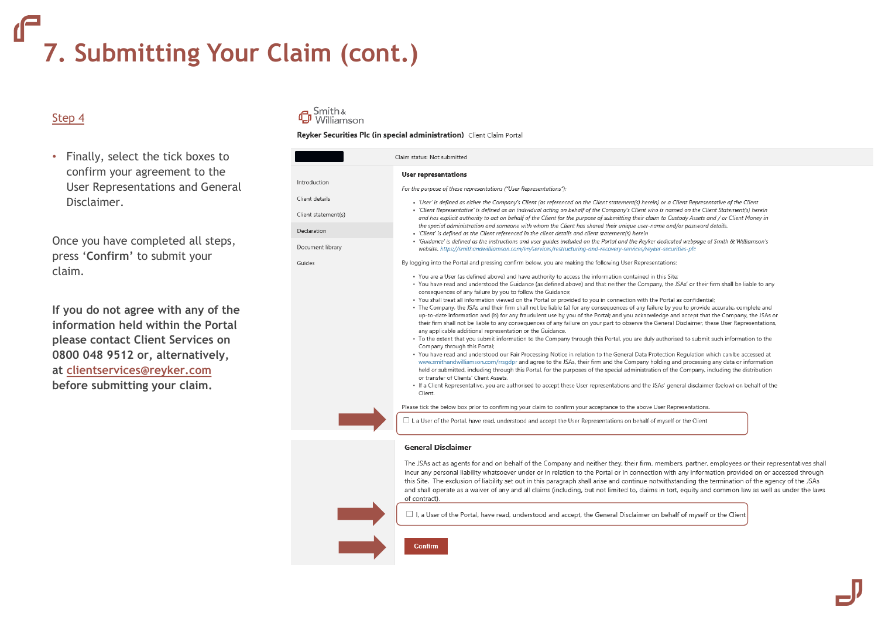# 7. Submitting Your Claim (cont.)

Step 4

- Finally, select the tick boxes to confirm your agreement to the User Representations and General Disclaimer.

Once you have completed all steps, press '**Confirm**' to submit your claim.

**If you do not agree with any of the information held within the Portal please contact Client Services on 0800 048 9512 or, alternatively, at clientservices@reyker.com before submitting your claim.**

Smith & Williamson

**Reyker Securities Plc (in special administration)** Client Claim Portal

Claim status: Not submitted

- Introduction
- Client details
- Client statement(s)
- Declaration
- Document library
- Guides

**User representations**

*For the purpose of these representations ("User Representations"):*

- *'User' is defined as either the Company's Client (as referenced on the Client statement(s) herein) or a Client Representative of the Client*
- *'Client Representative' is defined as an individual acting on behalf of the Company's Client who is named on the Client Statement(s) herein and has explicit authority to act on behalf of the Client for the purpose of submitting their claim to Custody Assets and / or Client Money in the special administration and someone with whom the Client has shared their unique user-name and/or password details.*
- *'Client' is defined as the Client referenced in the client details and client statement(s) herein*
- *'Guidance' is defined as the instructions and user guides included on the Portal and the Reyker dedicated webpage of Smith & Williamson's website. https://smithandwilliamson.com/en/services/restructuring-and-recovery-services/reyker-securities-plc*

By logging into the Portal and pressing confirm below, you are making the following User Representations:

- You are a User (as defined above) and have authority to access the information contained in this Site;
- You have read and understood the Guidance (as defined above) and that neither the Company, the JSAs' or their firm shall be liable to any consequences of any failure by you to follow the Guidance;
- You shall treat all information viewed on the Portal or provided to you in connection with the Portal as confidential;
- The Company, the JSAs and their firm shall not be liable (a) for any consequences of any failure by you to provide accurate, complete and up-to-date information and (b) for any fraudulent use by you of the Portal; and you acknowledge and accept that the Company, the JSAs or their firm shall not be liable to any consequences of any failure on your part to observe the General Disclaimer, these User Representations, any applicable additional representation or the Guidance.
- To the extent that you submit information to the Company through this Portal, you are duly authorised to submit such information to the Company through this Portal;
- You have read and understood our Fair Processing Notice in relation to the General Data Protection Regulation which can be accessed at www.smithandwilliamson.com/rrsgdpr and agree to the JSAs, their firm and the Company holding and processing any data or information held or submitted, including through this Portal, for the purposes of the special administration of the Company, including the distribution or transfer of Clients' Client Assets.
- If a Client Representative, you are authorised to accept these User representations and the JSAs' general disclaimer (below) on behalf of the Client.

Please tick the below box prior to confirming your claim to confirm your acceptance to the above User Representations.

☐ I, a User of the Portal, have read, understood and accept the User Representations on behalf of myself or the Client

**General Disclaimer**

The JSAs act as agents for and on behalf of the Company and neither they, their firm, members, partner, employees or their representatives shall incur any personal liability whatsoever under or in relation to the Portal or in connection with any information provided on or accessed through this Site. The exclusion of liability set out in this paragraph shall arise and continue notwithstanding the termination of the agency of the JSAs and shall operate as a waiver of any and all claims (including, but not limited to, claims in tort, equity and common law as well as under the laws of contract).

☐ I, a User of the Portal, have read, understood and accept, the General Disclaimer on behalf of myself or the Client

**Confirm**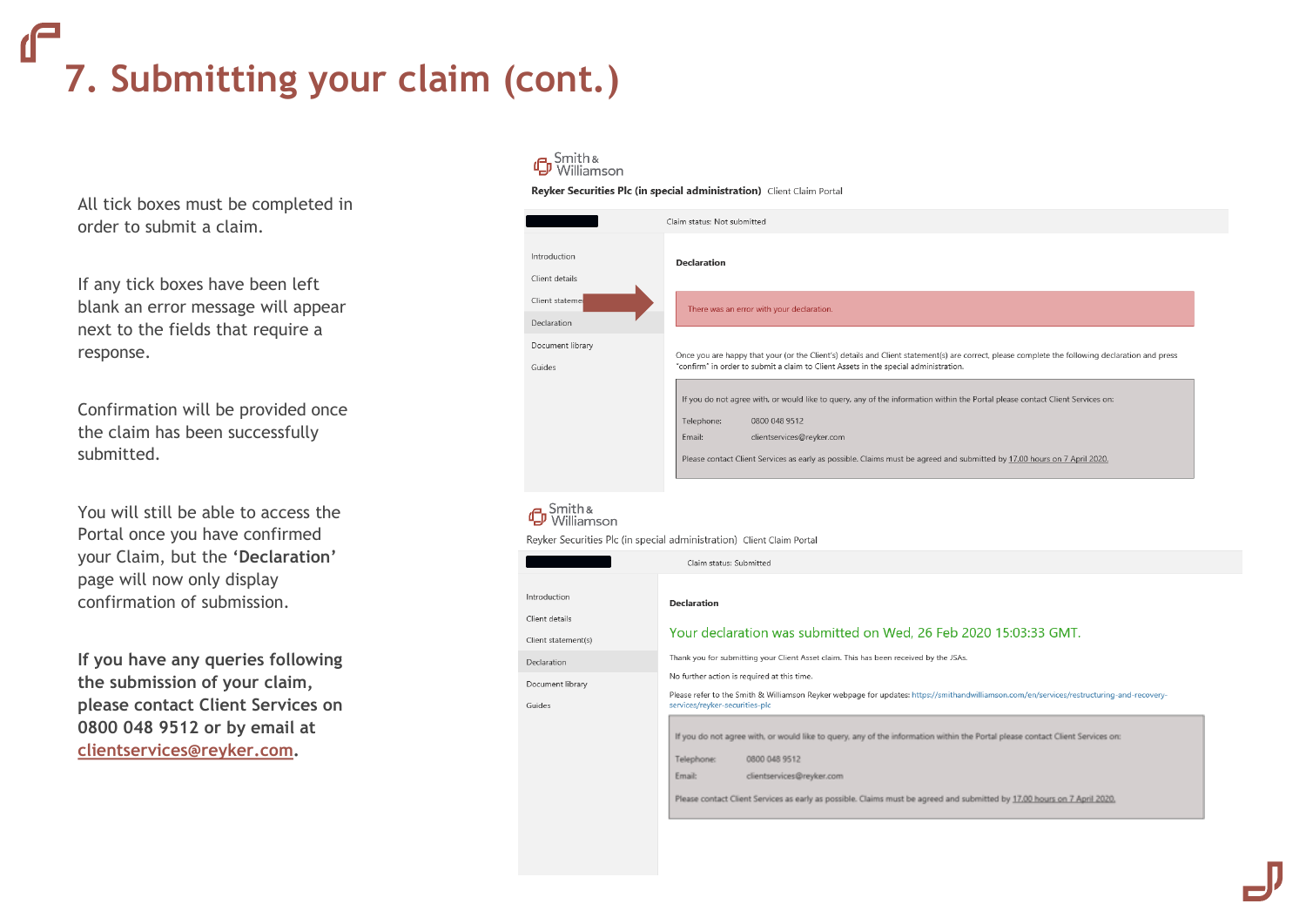# 7. Submitting your claim (cont.)

All tick boxes must be completed in order to submit a claim.

If any tick boxes have been left blank an error message will appear next to the fields that require a response.

Confirmation will be provided once the claim has been successfully submitted.

You will still be able to access the Portal once you have confirmed your Claim, but the **'Declaration'** page will now only display confirmation of submission.

**If you have any queries following the submission of your claim, please contact Client Services on 0800 048 9512 or by email at [clientservices@reyker.com](mailto:clientservices@reyker.com).**

Smith & Williamson

**Reyker Securities Plc (in special administration)** Client Claim Portal

Claim status: Not submitted

- Introduction
- Client details
- Client statement(s)
- Declaration
- Document library
- Guides

**Declaration**

There was an error with your declaration.

Once you are happy that your (or the Client's) details and Client statement(s) are correct, please complete the following declaration and press "confirm" in order to submit a claim to Client Assets in the special administration.

If you do not agree with, or would like to query, any of the information within the Portal please contact Client Services on:

Telephone: 0800 048 9512

Email: clientservices@reyker.com

Please contact Client Services as early as possible. Claims must be agreed and submitted by 17.00 hours on 7 April 2020.

Smith & Williamson

Reyker Securities Plc (in special administration) Client Claim Portal

Claim status: Submitted

- Introduction
- Client details
- Client statement(s)
- Declaration
- Document library
- Guides

**Declaration**

Your declaration was submitted on Wed, 26 Feb 2020 15:03:33 GMT.

Thank you for submitting your Client Asset claim. This has been received by the JSAs.

No further action is required at this time.

Please refer to the Smith & Williamson Reyker webpage for updates: https://smithandwilliamson.com/en/services/restructuring-and-recovery-services/reyker-securities-plc

If you do not agree with, or would like to query, any of the information within the Portal please contact Client Services on:

Telephone: 0800 048 9512

Email: clientservices@reyker.com

Please contact Client Services as early as possible. Claims must be agreed and submitted by 17.00 hours on 7 April 2020.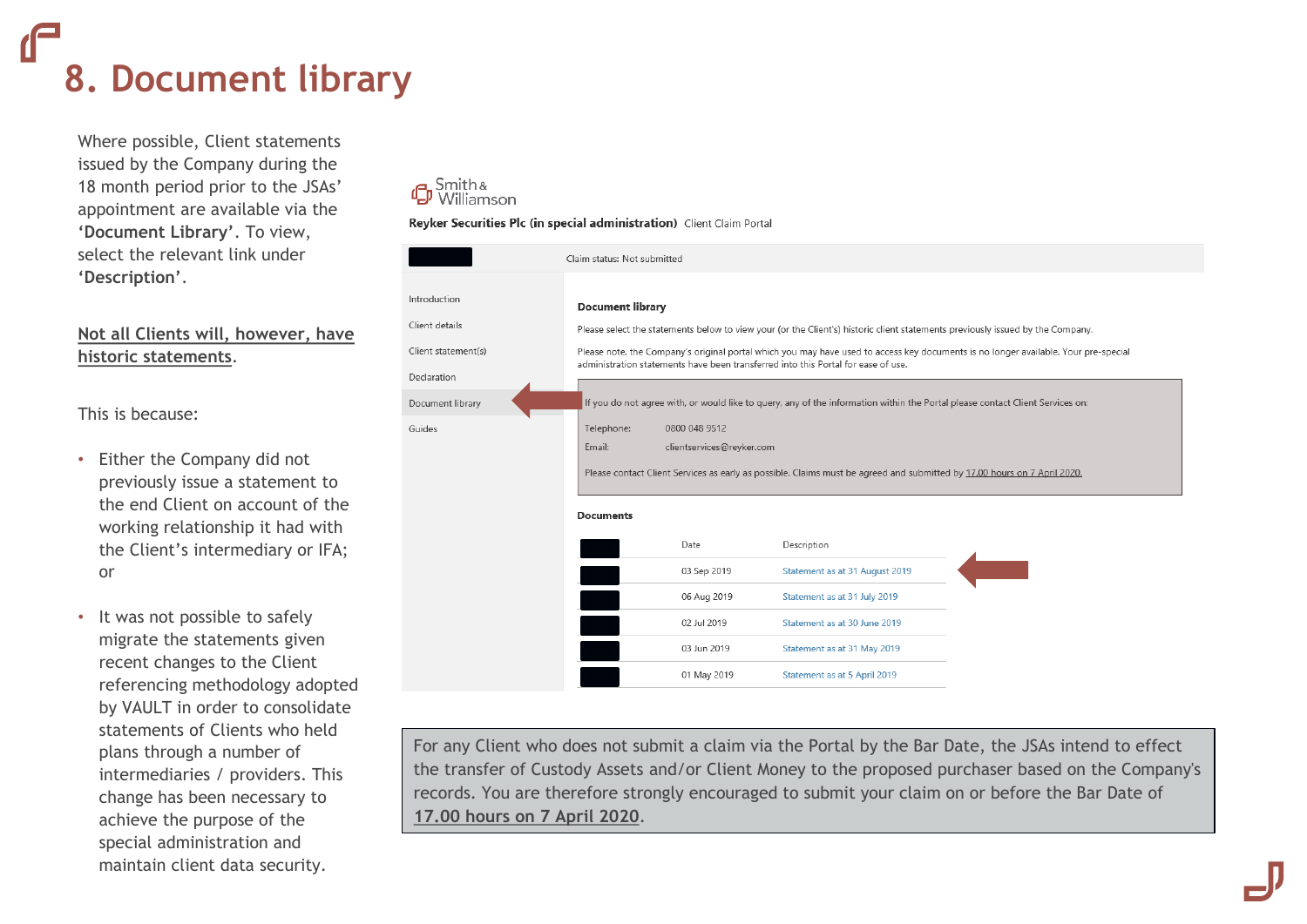# 8. Document library

Where possible, Client statements issued by the Company during the 18 month period prior to the JSAs' appointment are available via the **'Document Library'**. To view, select the relevant link under **'Description'**.

**Not all Clients will, however, have historic statements.**

This is because:

- Either the Company did not previously issue a statement to the end Client on account of the working relationship it had with the Client's intermediary or IFA; or
- It was not possible to safely migrate the statements given recent changes to the Client referencing methodology adopted by VAULT in order to consolidate statements of Clients who held plans through a number of intermediaries / providers. This change has been necessary to achieve the purpose of the special administration and maintain client data security.

Smith & Williamson

**Reyker Securities Plc (in special administration)** Client Claim Portal

Claim status: Not submitted

Introduction

Client details

Client statement(s)

Declaration

Document library

Guides

**Document library**

Please select the statements below to view your (or the Client's) historic client statements previously issued by the Company.

Please note, the Company's original portal which you may have used to access key documents is no longer available. Your pre-special administration statements have been transferred into this Portal for ease of use.

If you do not agree with, or would like to query, any of the information within the Portal please contact Client Services on:

Telephone: 0800 048 9512

Email: clientservices@reyker.com

Please contact Client Services as early as possible. Claims must be agreed and submitted by 17.00 hours on 7 April 2020.

**Documents**

| | Date | Description |
|---|---|---|
| | 03 Sep 2019 | Statement as at 31 August 2019 |
| | 06 Aug 2019 | Statement as at 31 July 2019 |
| | 02 Jul 2019 | Statement as at 30 June 2019 |
| | 03 Jun 2019 | Statement as at 31 May 2019 |
| | 01 May 2019 | Statement as at 5 April 2019 |

For any Client who does not submit a claim via the Portal by the Bar Date, the JSAs intend to effect the transfer of Custody Assets and/or Client Money to the proposed purchaser based on the Company's records. You are therefore strongly encouraged to submit your claim on or before the Bar Date of **17.00 hours on 7 April 2020**.